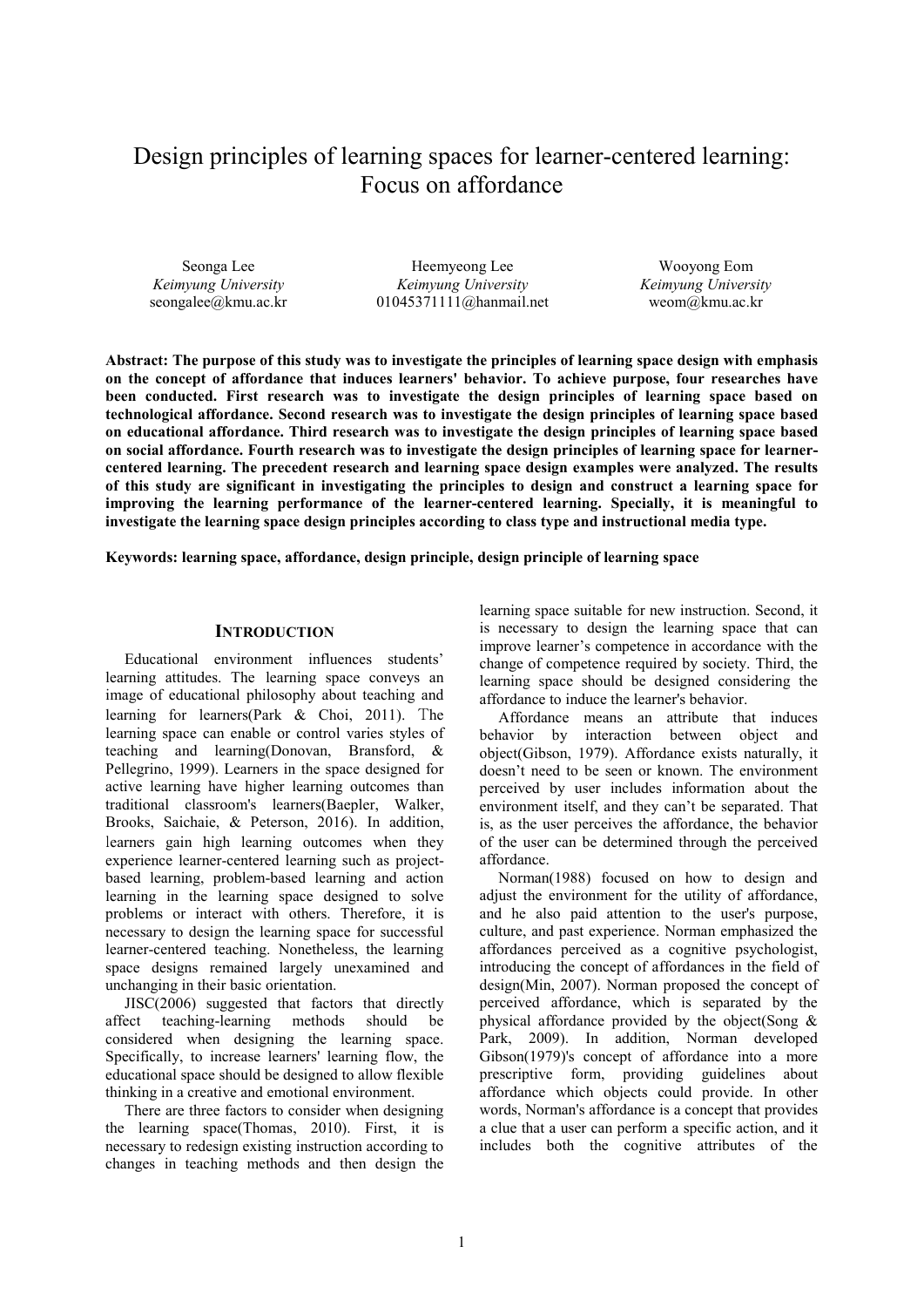# Design principles of learning spaces for learner-centered learning: Focus on affordance

Seonga Lee
*Keimyung University*
seongalee@kmu.ac.kr

Heemyeong Lee
*Keimyung University*
01045371111@hanmail.net

Wooyong Eom
*Keimyung University*
weom@kmu.ac.kr

**Abstract: The purpose of this study was to investigate the principles of learning space design with emphasis on the concept of affordance that induces learners' behavior. To achieve purpose, four researches have been conducted. First research was to investigate the design principles of learning space based on technological affordance. Second research was to investigate the design principles of learning space based on educational affordance. Third research was to investigate the design principles of learning space based on social affordance. Fourth research was to investigate the design principles of learning space for learner-centered learning. The precedent research and learning space design examples were analyzed. The results of this study are significant in investigating the principles to design and construct a learning space for improving the learning performance of the learner-centered learning. Specially, it is meaningful to investigate the learning space design principles according to class type and instructional media type.**

**Keywords: learning space, affordance, design principle, design principle of learning space**

## INTRODUCTION

Educational environment influences students' learning attitudes. The learning space conveys an image of educational philosophy about teaching and learning for learners(Park & Choi, 2011). The learning space can enable or control varies styles of teaching and learning(Donovan, Bransford, & Pellegrino, 1999). Learners in the space designed for active learning have higher learning outcomes than traditional classroom's learners(Baepler, Walker, Brooks, Saichaie, & Peterson, 2016). In addition, learners gain high learning outcomes when they experience learner-centered learning such as project-based learning, problem-based learning and action learning in the learning space designed to solve problems or interact with others. Therefore, it is necessary to design the learning space for successful learner-centered teaching. Nonetheless, the learning space designs remained largely unexamined and unchanging in their basic orientation.

JISC(2006) suggested that factors that directly affect teaching-learning methods should be considered when designing the learning space. Specifically, to increase learners' learning flow, the educational space should be designed to allow flexible thinking in a creative and emotional environment.

There are three factors to consider when designing the learning space(Thomas, 2010). First, it is necessary to redesign existing instruction according to changes in teaching methods and then design the learning space suitable for new instruction. Second, it is necessary to design the learning space that can improve learner's competence in accordance with the change of competence required by society. Third, the learning space should be designed considering the affordance to induce the learner's behavior.

Affordance means an attribute that induces behavior by interaction between object and object(Gibson, 1979). Affordance exists naturally, it doesn't need to be seen or known. The environment perceived by user includes information about the environment itself, and they can't be separated. That is, as the user perceives the affordance, the behavior of the user can be determined through the perceived affordance.

Norman(1988) focused on how to design and adjust the environment for the utility of affordance, and he also paid attention to the user's purpose, culture, and past experience. Norman emphasized the affordances perceived as a cognitive psychologist, introducing the concept of affordances in the field of design(Min, 2007). Norman proposed the concept of perceived affordance, which is separated by the physical affordance provided by the object(Song & Park, 2009). In addition, Norman developed Gibson(1979)'s concept of affordance into a more prescriptive form, providing guidelines about affordance which objects could provide. In other words, Norman's affordance is a concept that provides a clue that a user can perform a specific action, and it includes both the cognitive attributes of the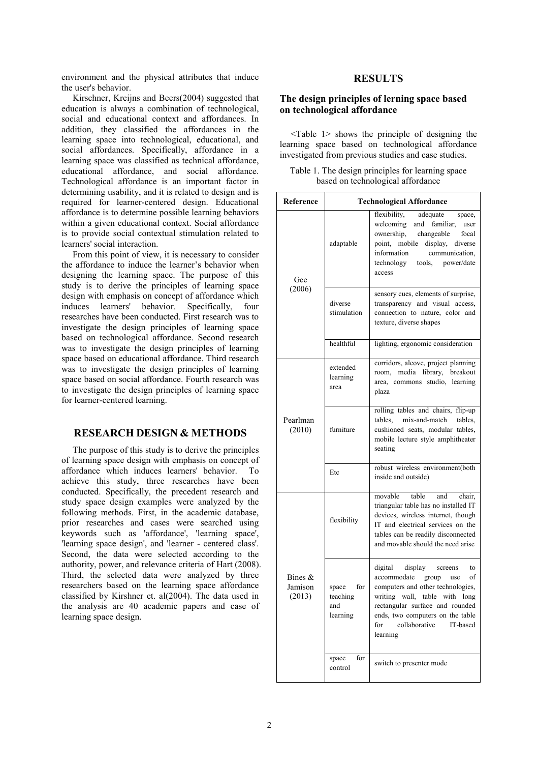environment and the physical attributes that induce the user's behavior.

Kirschner, Kreijns and Beers(2004) suggested that education is always a combination of technological, social and educational context and affordances. In addition, they classified the affordances in the learning space into technological, educational, and social affordances. Specifically, affordance in a learning space was classified as technical affordance, educational affordance, and social affordance. Technological affordance is an important factor in determining usability, and it is related to design and is required for learner-centered design. Educational affordance is to determine possible learning behaviors within a given educational context. Social affordance is to provide social contextual stimulation related to learners' social interaction.

From this point of view, it is necessary to consider the affordance to induce the learner's behavior when designing the learning space. The purpose of this study is to derive the principles of learning space design with emphasis on concept of affordance which induces learners' behavior. Specifically, four researches have been conducted. First research was to investigate the design principles of learning space based on technological affordance. Second research was to investigate the design principles of learning space based on educational affordance. Third research was to investigate the design principles of learning space based on social affordance. Fourth research was to investigate the design principles of learning space for learner-centered learning.

## RESEARCH DESIGN & METHODS

The purpose of this study is to derive the principles of learning space design with emphasis on concept of affordance which induces learners' behavior. To achieve this study, three researches have been conducted. Specifically, the precedent research and study space design examples were analyzed by the following methods. First, in the academic database, prior researches and cases were searched using keywords such as 'affordance', 'learning space', 'learning space design', and 'learner - centered class'. Second, the data were selected according to the authority, power, and relevance criteria of Hart (2008). Third, the selected data were analyzed by three researchers based on the learning space affordance classified by Kirshner et. al(2004). The data used in the analysis are 40 academic papers and case of learning space design.

## RESULTS

### The design principles of lerning space based on technological affordance

<Table 1> shows the principle of designing the learning space based on technological affordance investigated from previous studies and case studies.

Table 1. The design principles for learning space based on technological affordance

| Reference | Technological Affordance | |
|---|---|---|
| Gee (2006) | adaptable | flexibility, adequate space, welcoming and familiar, user ownership, changeable focal point, mobile display, diverse information communication, technology tools, power/date access |
| | diverse stimulation | sensory cues, elements of surprise, transparency and visual access, connection to nature, color and texture, diverse shapes |
| | healthful | lighting, ergonomic consideration |
| Pearlman (2010) | extended learning area | corridors, alcove, project planning room, media library, breakout area, commons studio, learning plaza |
| | furniture | rolling tables and chairs, flip-up tables, mix-and-match tables, cushioned seats, modular tables, mobile lecture style amphitheater seating |
| | Etc | robust wireless environment(both inside and outside) |
| Bines & Jamison (2013) | flexibility | movable table and chair, triangular table has no installed IT devices, wireless internet, though IT and electrical services on the tables can be readily disconnected and movable should the need arise |
| | space for teaching and learning | digital display screens to accommodate group use of computers and other technologies, writing wall, table with long rectangular surface and rounded ends, two computers on the table for collaborative IT-based learning |
| | space for control | switch to presenter mode |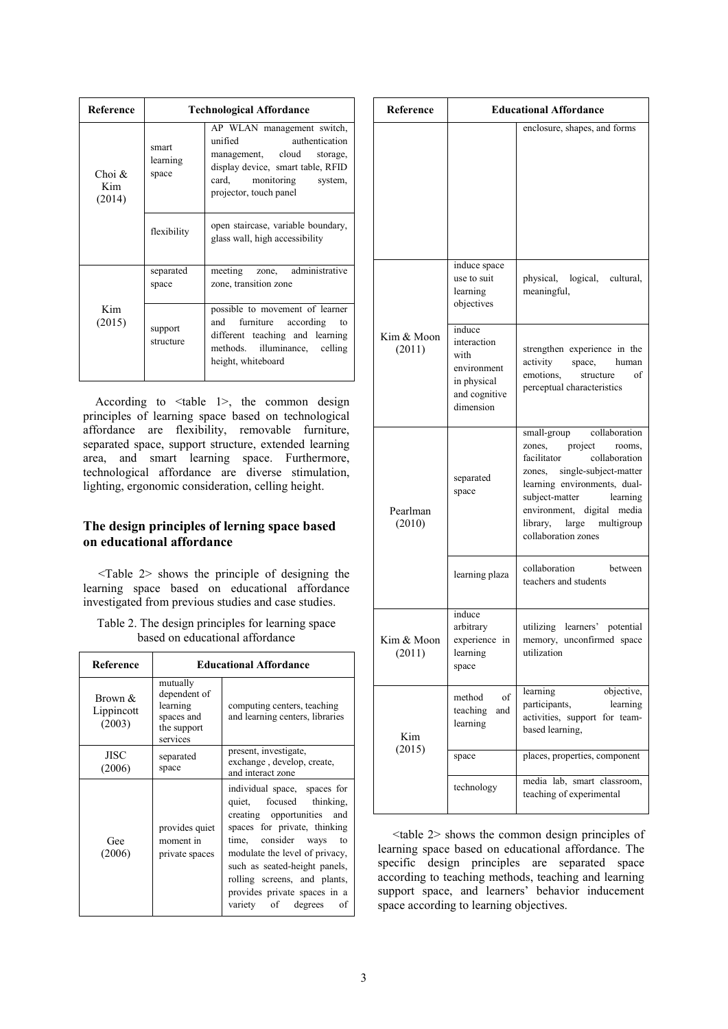| Reference | Technological Affordance | |
|---|---|---|
| Choi & Kim (2014) | smart learning space | AP WLAN management switch, unified authentication management, cloud storage, display device, smart table, RFID card, monitoring system, projector, touch panel |
| | flexibility | open staircase, variable boundary, glass wall, high accessibility |
| Kim (2015) | separated space | meeting zone, administrative zone, transition zone |
| | support structure | possible to movement of learner and furniture according to different teaching and learning methods. illuminance, celling height, whiteboard |

According to <table 1>, the common design principles of learning space based on technological affordance are flexibility, removable furniture, separated space, support structure, extended learning area, and smart learning space. Furthermore, technological affordance are diverse stimulation, lighting, ergonomic consideration, celling height.

## The design principles of lerning space based on educational affordance

<Table 2> shows the principle of designing the learning space based on educational affordance investigated from previous studies and case studies.

Table 2. The design principles for learning space based on educational affordance

| Reference | Educational Affordance | |
|---|---|---|
| Brown & Lippincott (2003) | mutually dependent of learning spaces and the support services | computing centers, teaching and learning centers, libraries |
| JISC (2006) | separated space | present, investigate, exchange , develop, create, and interact zone |
| Gee (2006) | provides quiet moment in private spaces | individual space, spaces for quiet, focused thinking, creating opportunities and spaces for private, thinking time, consider ways to modulate the level of privacy, such as seated-height panels, rolling screens, and plants, provides private spaces in a variety of degrees of enclosure, shapes, and forms |
| Kim & Moon (2011) | induce space use to suit learning objectives | physical, logical, cultural, meaningful, |
| | induce interaction with environment in physical and cognitive dimension | strengthen experience in the activity space, human emotions, structure of perceptual characteristics |
| Pearlman (2010) | separated space | small-group collaboration zones, project rooms, facilitator collaboration zones, single-subject-matter learning environments, dual-subject-matter learning environment, digital media library, large multigroup collaboration zones |
| | learning plaza | collaboration between teachers and students |
| Kim & Moon (2011) | induce arbitrary experience in learning space | utilizing learners' potential memory, unconfirmed space utilization |
| Kim (2015) | method of teaching and learning | learning objective, participants, learning activities, support for team-based learning, |
| | space | places, properties, component |
| | technology | media lab, smart classroom, teaching of experimental |

<table 2> shows the common design principles of learning space based on educational affordance. The specific design principles are separated space according to teaching methods, teaching and learning support space, and learners' behavior inducement space according to learning objectives.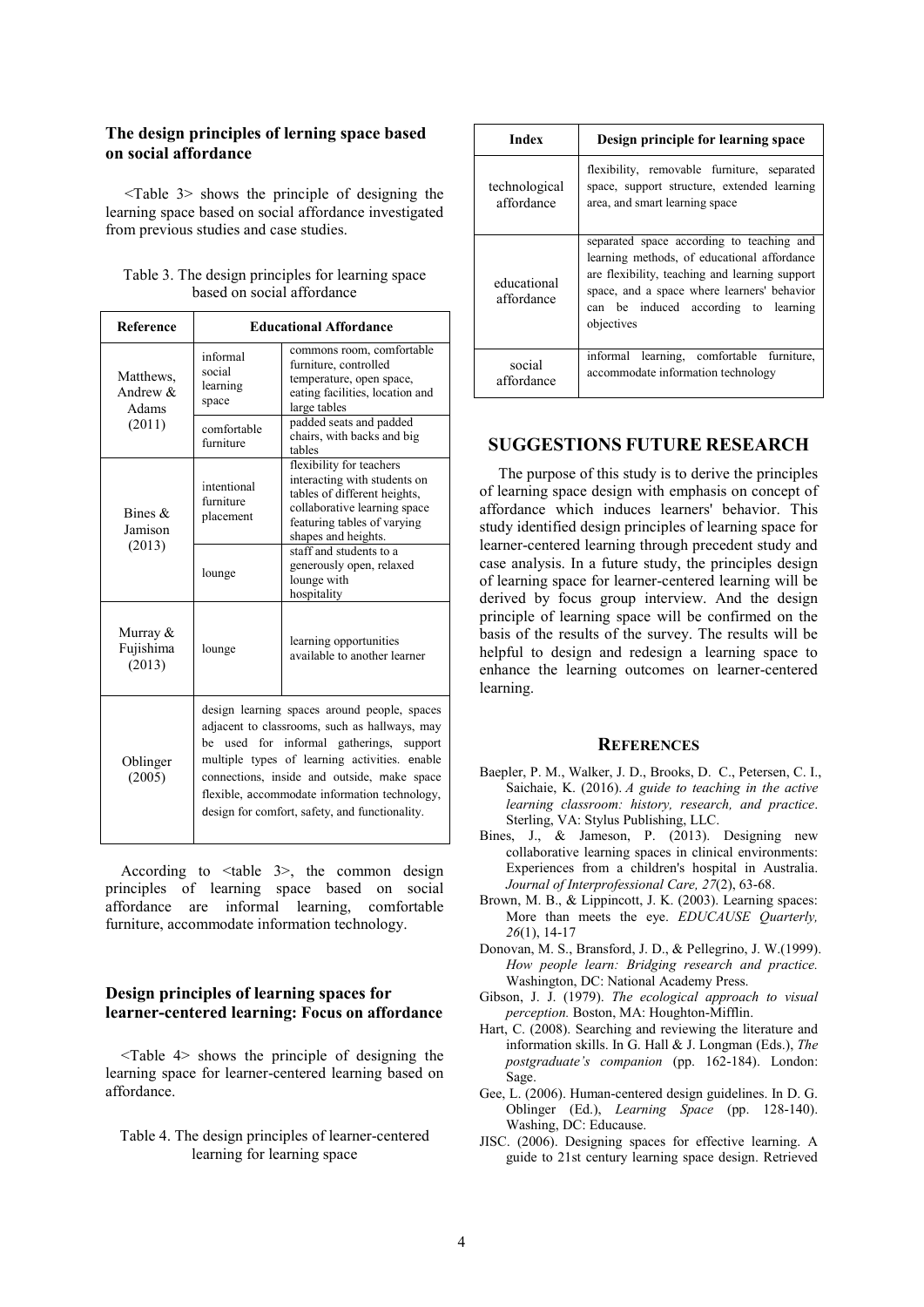### The design principles of lerning space based on social affordance

<Table 3> shows the principle of designing the learning space based on social affordance investigated from previous studies and case studies.

Table 3. The design principles for learning space based on social affordance

| Reference | Educational Affordance | |
|---|---|---|
| Matthews, Andrew & Adams (2011) | informal social learning space | commons room, comfortable furniture, controlled temperature, open space, eating facilities, location and large tables |
| | comfortable furniture | padded seats and padded chairs, with backs and big tables |
| Bines & Jamison (2013) | intentional furniture placement | flexibility for teachers interacting with students on tables of different heights, collaborative learning space featuring tables of varying shapes and heights. |
| | lounge | staff and students to a generously open, relaxed lounge with hospitality |
| Murray & Fujishima (2013) | lounge | learning opportunities available to another learner |
| Oblinger (2005) | design learning spaces around people, spaces adjacent to classrooms, such as hallways, may be used for informal gatherings, support multiple types of learning activities. enable connections, inside and outside, make space flexible, accommodate information technology, design for comfort, safety, and functionality. | |

According to <table 3>, the common design principles of learning space based on social affordance are informal learning, comfortable furniture, accommodate information technology.

### Design principles of learning spaces for learner-centered learning: Focus on affordance

<Table 4> shows the principle of designing the learning space for learner-centered learning based on affordance.

Table 4. The design principles of learner-centered learning for learning space

| Index | Design principle for learning space |
|---|---|
| technological affordance | flexibility, removable furniture, separated space, support structure, extended learning area, and smart learning space |
| educational affordance | separated space according to teaching and learning methods, of educational affordance are flexibility, teaching and learning support space, and a space where learners' behavior can be induced according to learning objectives |
| social affordance | informal learning, comfortable furniture, accommodate information technology |

## SUGGESTIONS FUTURE RESEARCH

The purpose of this study is to derive the principles of learning space design with emphasis on concept of affordance which induces learners' behavior. This study identified design principles of learning space for learner-centered learning through precedent study and case analysis. In a future study, the principles design of learning space for learner-centered learning will be derived by focus group interview. And the design principle of learning space will be confirmed on the basis of the results of the survey. The results will be helpful to design and redesign a learning space to enhance the learning outcomes on learner-centered learning.

## REFERENCES

Baepler, P. M., Walker, J. D., Brooks, D. C., Petersen, C. I., Saichaie, K. (2016). *A guide to teaching in the active learning classroom: history, research, and practice*. Sterling, VA: Stylus Publishing, LLC.

Bines, J., & Jameson, P. (2013). Designing new collaborative learning spaces in clinical environments: Experiences from a children's hospital in Australia. *Journal of Interprofessional Care, 27*(2), 63-68.

Brown, M. B., & Lippincott, J. K. (2003). Learning spaces: More than meets the eye. *EDUCAUSE Quarterly, 26*(1), 14-17

Donovan, M. S., Bransford, J. D., & Pellegrino, J. W.(1999). *How people learn: Bridging research and practice.* Washington, DC: National Academy Press.

Gibson, J. J. (1979). *The ecological approach to visual perception.* Boston, MA: Houghton-Mifflin.

Hart, C. (2008). Searching and reviewing the literature and information skills. In G. Hall & J. Longman (Eds.), *The postgraduate's companion* (pp. 162-184). London: Sage.

Gee, L. (2006). Human-centered design guidelines. In D. G. Oblinger (Ed.), *Learning Space* (pp. 128-140). Washing, DC: Educause.

JISC. (2006). Designing spaces for effective learning. A guide to 21st century learning space design. Retrieved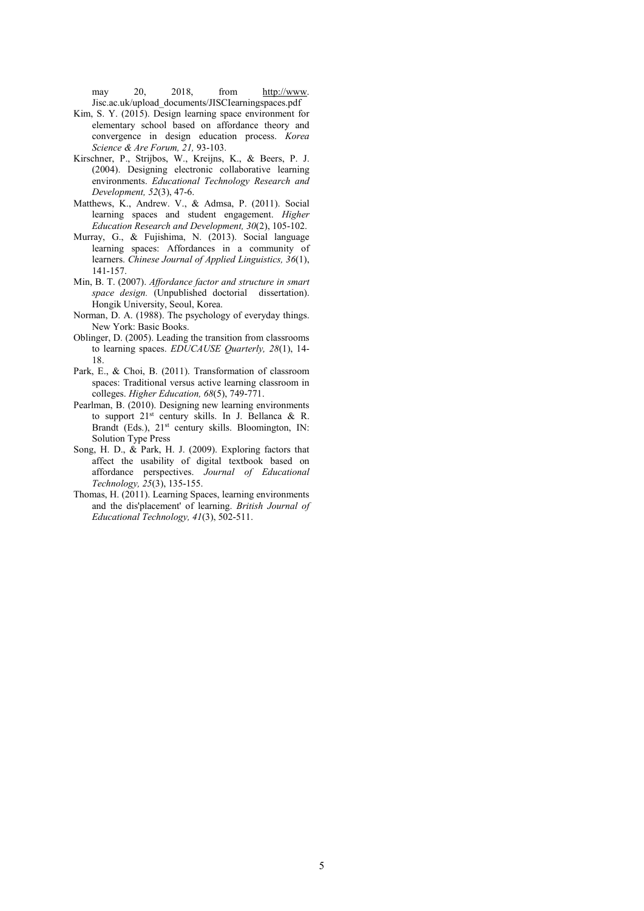may 20, 2018, from http://www. Jisc.ac.uk/upload_documents/JISCIearningspaces.pdf

Kim, S. Y. (2015). Design learning space environment for elementary school based on affordance theory and convergence in design education process. *Korea Science & Are Forum, 21,* 93-103.

Kirschner, P., Strijbos, W., Kreijns, K., & Beers, P. J. (2004). Designing electronic collaborative learning environments. *Educational Technology Research and Development, 52*(3), 47-6.

Matthews, K., Andrew. V., & Admsa, P. (2011). Social learning spaces and student engagement. *Higher Education Research and Development, 30*(2), 105-102.

Murray, G., & Fujishima, N. (2013). Social language learning spaces: Affordances in a community of learners. *Chinese Journal of Applied Linguistics, 36*(1), 141-157.

Min, B. T. (2007). *Affordance factor and structure in smart space design.* (Unpublished doctorial dissertation). Hongik University, Seoul, Korea.

Norman, D. A. (1988). The psychology of everyday things. New York: Basic Books.

Oblinger, D. (2005). Leading the transition from classrooms to learning spaces. *EDUCAUSE Quarterly, 28*(1), 14-18.

Park, E., & Choi, B. (2011). Transformation of classroom spaces: Traditional versus active learning classroom in colleges. *Higher Education, 68*(5), 749-771.

Pearlman, B. (2010). Designing new learning environments to support 21st century skills. In J. Bellanca & R. Brandt (Eds.), 21st century skills. Bloomington, IN: Solution Type Press

Song, H. D., & Park, H. J. (2009). Exploring factors that affect the usability of digital textbook based on affordance perspectives. *Journal of Educational Technology, 25*(3), 135-155.

Thomas, H. (2011). Learning Spaces, learning environments and the dis'placement' of learning. *British Journal of Educational Technology, 41*(3), 502-511.